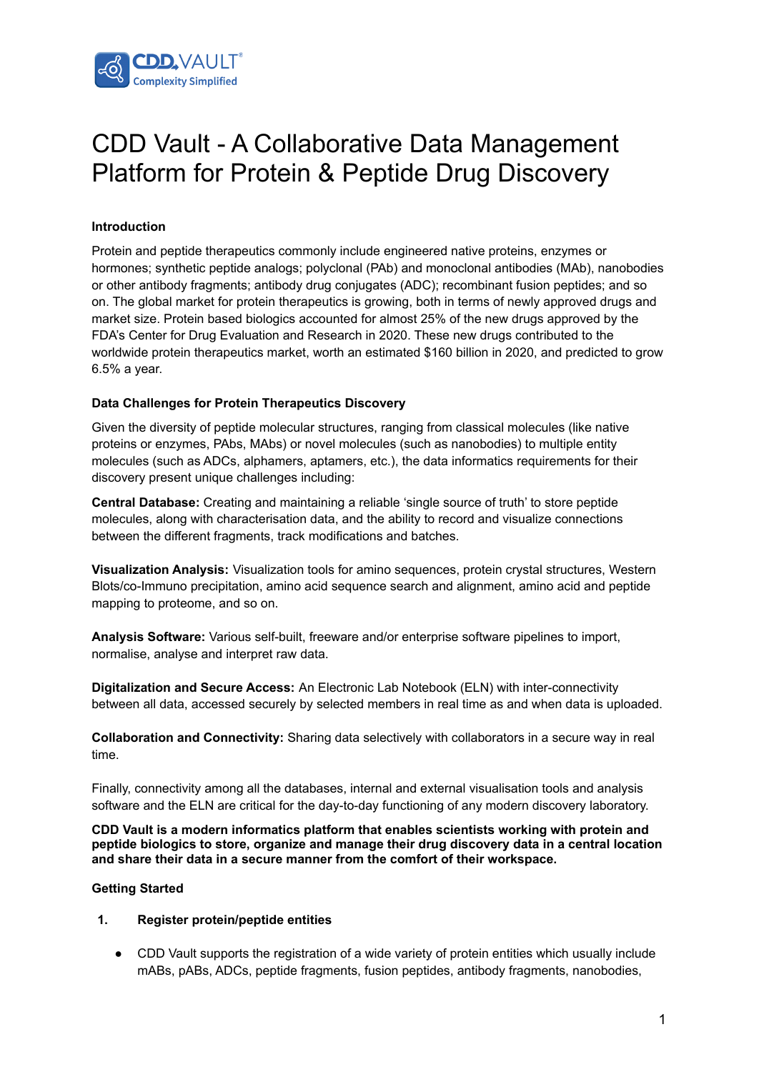# CDD Vault - A Collaborative Data Management Platform for Protein & Peptide Drug Discovery

**Introduction**

Protein and peptide therapeutics commonly include engineered native proteins, enzymes or hormones; synthetic peptide analogs; polyclonal (PAb) and monoclonal antibodies (MAb), nanobodies or other antibody fragments; antibody drug conjugates (ADC); recombinant fusion peptides; and so on. The global market for protein therapeutics is growing, both in terms of newly approved drugs and market size. Protein based biologics accounted for almost 25% of the new drugs approved by the FDA's Center for Drug Evaluation and Research in 2020. These new drugs contributed to the worldwide protein therapeutics market, worth an estimated $160 billion in 2020, and predicted to grow 6.5% a year.

**Data Challenges for Protein Therapeutics Discovery**

Given the diversity of peptide molecular structures, ranging from classical molecules (like native proteins or enzymes, PAbs, MAbs) or novel molecules (such as nanobodies) to multiple entity molecules (such as ADCs, alphamers, aptamers, etc.), the data informatics requirements for their discovery present unique challenges including:

**Central Database:** Creating and maintaining a reliable 'single source of truth' to store peptide molecules, along with characterisation data, and the ability to record and visualize connections between the different fragments, track modifications and batches.

**Visualization Analysis:** Visualization tools for amino sequences, protein crystal structures, Western Blots/co-Immuno precipitation, amino acid sequence search and alignment, amino acid and peptide mapping to proteome, and so on.

**Analysis Software:** Various self-built, freeware and/or enterprise software pipelines to import, normalise, analyse and interpret raw data.

**Digitalization and Secure Access:** An Electronic Lab Notebook (ELN) with inter-connectivity between all data, accessed securely by selected members in real time as and when data is uploaded.

**Collaboration and Connectivity:** Sharing data selectively with collaborators in a secure way in real time.

Finally, connectivity among all the databases, internal and external visualisation tools and analysis software and the ELN are critical for the day-to-day functioning of any modern discovery laboratory.

**CDD Vault is a modern informatics platform that enables scientists working with protein and peptide biologics to store, organize and manage their drug discovery data in a central location and share their data in a secure manner from the comfort of their workspace.**

**Getting Started**

1. **Register protein/peptide entities**

   - CDD Vault supports the registration of a wide variety of protein entities which usually include mABs, pABs, ADCs, peptide fragments, fusion peptides, antibody fragments, nanobodies,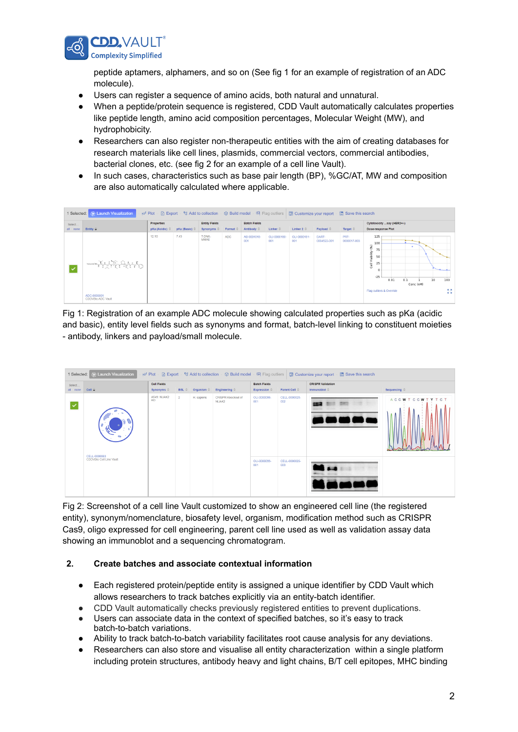peptide aptamers, alphamers, and so on (See fig 1 for an example of registration of an ADC molecule).

- Users can register a sequence of amino acids, both natural and unnatural.
- When a peptide/protein sequence is registered, CDD Vault automatically calculates properties like peptide length, amino acid composition percentages, Molecular Weight (MW), and hydrophobicity.
- Researchers can also register non-therapeutic entities with the aim of creating databases for research materials like cell lines, plasmids, commercial vectors, commercial antibodies, bacterial clones, etc. (see fig 2 for an example of a cell line Vault).
- In such cases, characteristics such as base pair length (BP), %GC/AT, MW and composition are also automatically calculated where applicable.

Fig 1: Registration of an example ADC molecule showing calculated properties such as pKa (acidic and basic), entity level fields such as synonyms and format, batch-level linking to constituent moieties - antibody, linkers and payload/small molecule.

Fig 2: Screenshot of a cell line Vault customized to show an engineered cell line (the registered entity), synonym/nomenclature, biosafety level, organism, modification method such as CRISPR Cas9, oligo expressed for cell engineering, parent cell line used as well as validation assay data showing an immunoblot and a sequencing chromatogram.

## 2. Create batches and associate contextual information

- Each registered protein/peptide entity is assigned a unique identifier by CDD Vault which allows researchers to track batches explicitly via an entity-batch identifier.
- CDD Vault automatically checks previously registered entities to prevent duplications.
- Users can associate data in the context of specified batches, so it's easy to track batch-to-batch variations.
- Ability to track batch-to-batch variability facilitates root cause analysis for any deviations.
- Researchers can also store and visualise all entity characterization within a single platform including protein structures, antibody heavy and light chains, B/T cell epitopes, MHC binding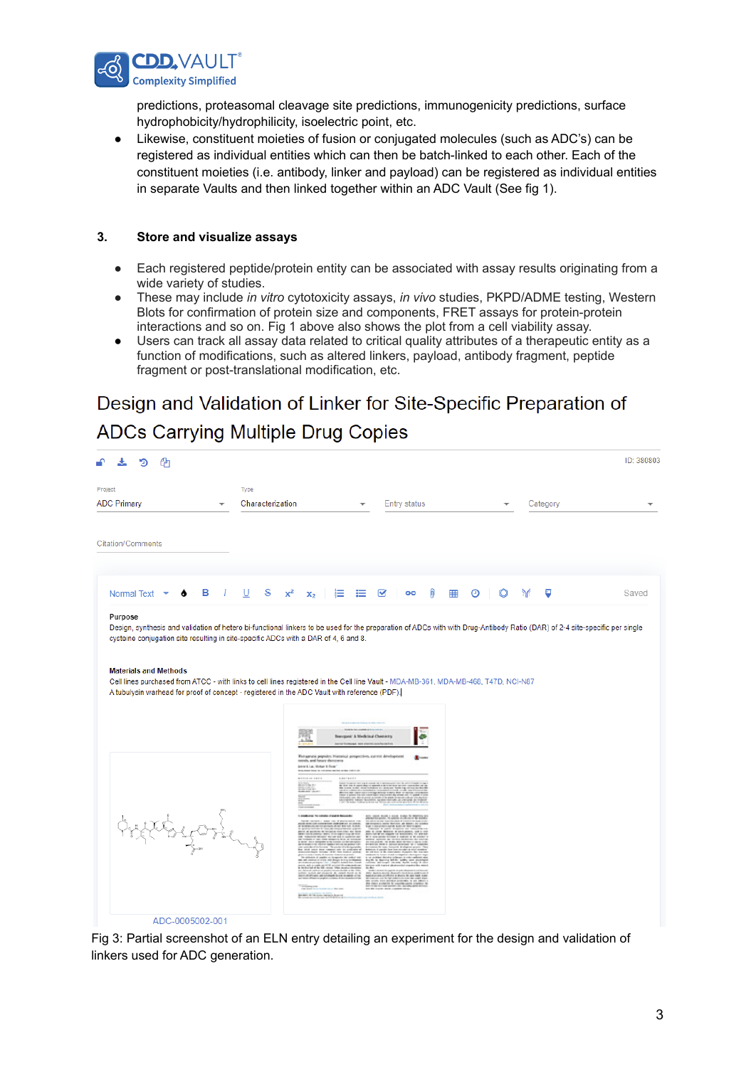predictions, proteasomal cleavage site predictions, immunogenicity predictions, surface hydrophobicity/hydrophilicity, isoelectric point, etc.

- Likewise, constituent moieties of fusion or conjugated molecules (such as ADC's) can be registered as individual entities which can then be batch-linked to each other. Each of the constituent moieties (i.e. antibody, linker and payload) can be registered as individual entities in separate Vaults and then linked together within an ADC Vault (See fig 1).

### 3. Store and visualize assays

- Each registered peptide/protein entity can be associated with assay results originating from a wide variety of studies.
- These may include *in vitro* cytotoxicity assays, *in vivo* studies, PKPD/ADME testing, Western Blots for confirmation of protein size and components, FRET assays for protein-protein interactions and so on. Fig 1 above also shows the plot from a cell viability assay.
- Users can track all assay data related to critical quality attributes of a therapeutic entity as a function of modifications, such as altered linkers, payload, antibody fragment, peptide fragment or post-translational modification, etc.

## Design and Validation of Linker for Site-Specific Preparation of ADCs Carrying Multiple Drug Copies

ID: 380803

Project: ADC Primary | Type: Characterization | Entry status | Category

Citation/Comments

**Purpose**
Design, synthesis and validation of hetero bi-functional linkers to be used for the preparation of ADCs with with Drug-Antibody Ratio (DAR) of 2-4 site-specific per single cysteine conjugation site resulting in site-specific ADCs with a DAR of 4, 6 and 8.

**Materials and Methods**
Cell lines purchased from ATCC - with links to cell lines registered in the Cell line Vault - MDA-MB-361, MDA-MB-468, T47D, NCI-N87
A tubulysin warhead for proof of concept - registered in the ADC Vault with reference (PDF).

ADC-0005002-001

Fig 3: Partial screenshot of an ELN entry detailing an experiment for the design and validation of linkers used for ADC generation.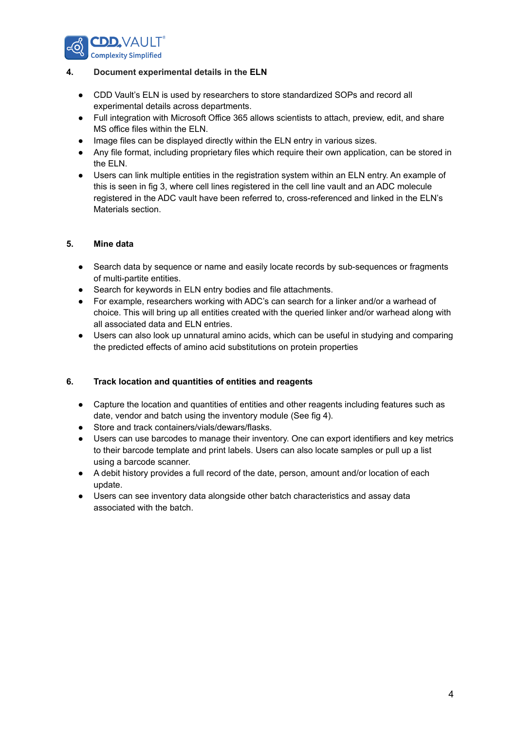## 4. Document experimental details in the ELN

- CDD Vault's ELN is used by researchers to store standardized SOPs and record all experimental details across departments.
- Full integration with Microsoft Office 365 allows scientists to attach, preview, edit, and share MS office files within the ELN.
- Image files can be displayed directly within the ELN entry in various sizes.
- Any file format, including proprietary files which require their own application, can be stored in the ELN.
- Users can link multiple entities in the registration system within an ELN entry. An example of this is seen in fig 3, where cell lines registered in the cell line vault and an ADC molecule registered in the ADC vault have been referred to, cross-referenced and linked in the ELN's Materials section.

## 5. Mine data

- Search data by sequence or name and easily locate records by sub-sequences or fragments of multi-partite entities.
- Search for keywords in ELN entry bodies and file attachments.
- For example, researchers working with ADC's can search for a linker and/or a warhead of choice. This will bring up all entities created with the queried linker and/or warhead along with all associated data and ELN entries.
- Users can also look up unnatural amino acids, which can be useful in studying and comparing the predicted effects of amino acid substitutions on protein properties

## 6. Track location and quantities of entities and reagents

- Capture the location and quantities of entities and other reagents including features such as date, vendor and batch using the inventory module (See fig 4).
- Store and track containers/vials/dewars/flasks.
- Users can use barcodes to manage their inventory. One can export identifiers and key metrics to their barcode template and print labels. Users can also locate samples or pull up a list using a barcode scanner.
- A debit history provides a full record of the date, person, amount and/or location of each update.
- Users can see inventory data alongside other batch characteristics and assay data associated with the batch.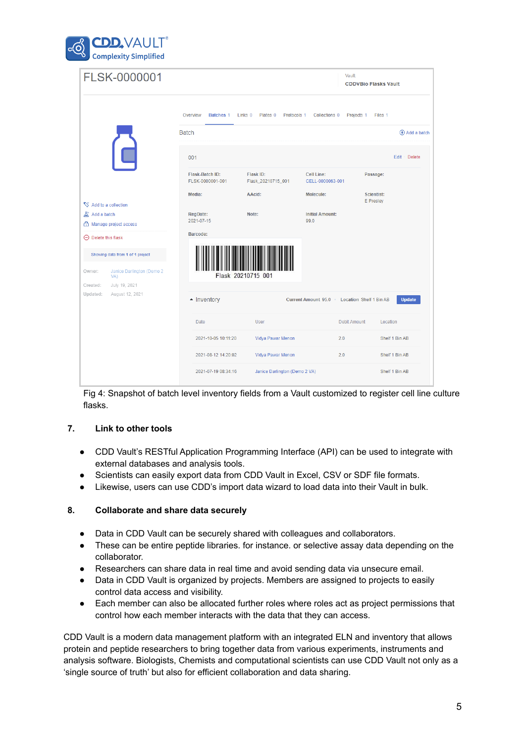Fig 4: Snapshot of batch level inventory fields from a Vault customized to register cell line culture flasks.

## 7. Link to other tools

- CDD Vault's RESTful Application Programming Interface (API) can be used to integrate with external databases and analysis tools.
- Scientists can easily export data from CDD Vault in Excel, CSV or SDF file formats.
- Likewise, users can use CDD's import data wizard to load data into their Vault in bulk.

## 8. Collaborate and share data securely

- Data in CDD Vault can be securely shared with colleagues and collaborators.
- These can be entire peptide libraries. for instance. or selective assay data depending on the collaborator.
- Researchers can share data in real time and avoid sending data via unsecure email.
- Data in CDD Vault is organized by projects. Members are assigned to projects to easily control data access and visibility.
- Each member can also be allocated further roles where roles act as project permissions that control how each member interacts with the data that they can access.

CDD Vault is a modern data management platform with an integrated ELN and inventory that allows protein and peptide researchers to bring together data from various experiments, instruments and analysis software. Biologists, Chemists and computational scientists can use CDD Vault not only as a 'single source of truth' but also for efficient collaboration and data sharing.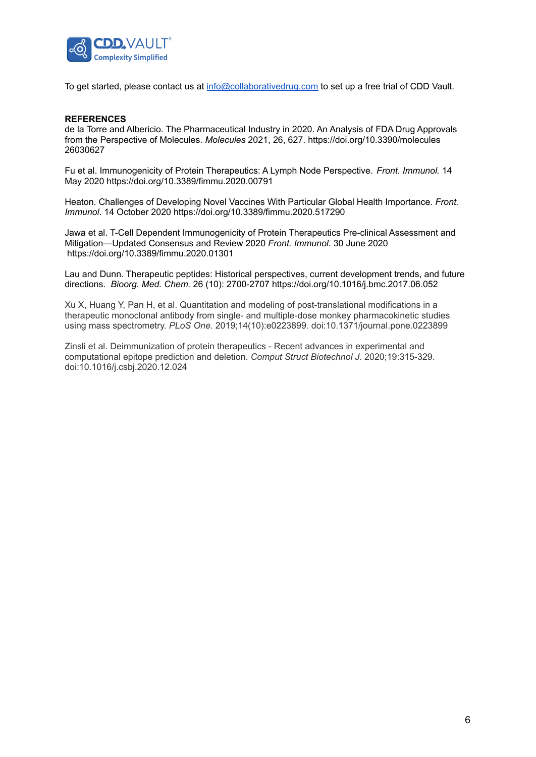To get started, please contact us at [info@collaborativedrug.com](mailto:info@collaborativedrug.com) to set up a free trial of CDD Vault.

**REFERENCES**

de la Torre and Albericio. The Pharmaceutical Industry in 2020. An Analysis of FDA Drug Approvals from the Perspective of Molecules. *Molecules* 2021, 26, 627. https://doi.org/10.3390/molecules 26030627

Fu et al. Immunogenicity of Protein Therapeutics: A Lymph Node Perspective. *Front. Immunol.* 14 May 2020 https://doi.org/10.3389/fimmu.2020.00791

Heaton. Challenges of Developing Novel Vaccines With Particular Global Health Importance. *Front. Immunol*. 14 October 2020 https://doi.org/10.3389/fimmu.2020.517290

Jawa et al. T-Cell Dependent Immunogenicity of Protein Therapeutics Pre-clinical Assessment and Mitigation—Updated Consensus and Review 2020 *Front. Immunol*. 30 June 2020 https://doi.org/10.3389/fimmu.2020.01301

Lau and Dunn. Therapeutic peptides: Historical perspectives, current development trends, and future directions. *Bioorg. Med. Chem.* 26 (10): 2700-2707 https://doi.org/10.1016/j.bmc.2017.06.052

Xu X, Huang Y, Pan H, et al. Quantitation and modeling of post-translational modifications in a therapeutic monoclonal antibody from single- and multiple-dose monkey pharmacokinetic studies using mass spectrometry. *PLoS One*. 2019;14(10):e0223899. doi:10.1371/journal.pone.0223899

Zinsli et al. Deimmunization of protein therapeutics - Recent advances in experimental and computational epitope prediction and deletion. *Comput Struct Biotechnol J*. 2020;19:315-329. doi:10.1016/j.csbj.2020.12.024